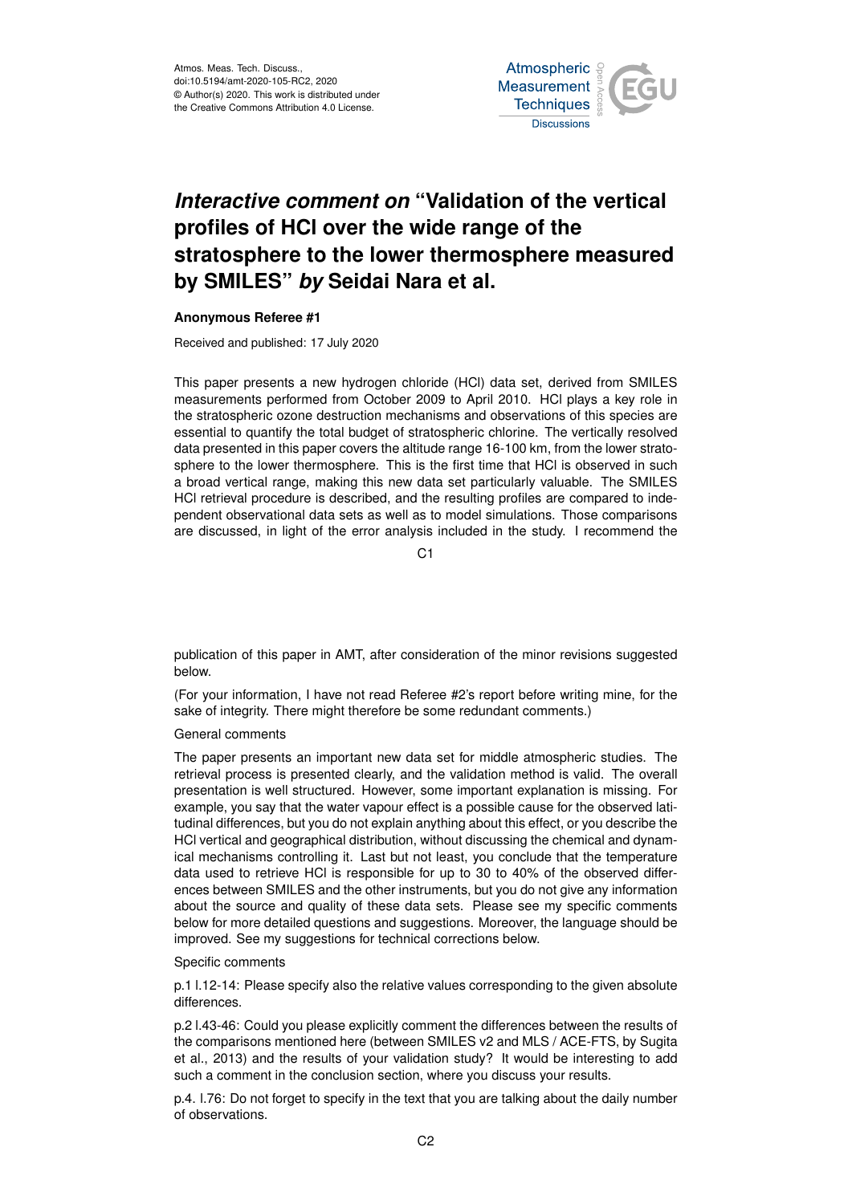Atmos. Meas. Tech. Discuss.,
doi:10.5194/amt-2020-105-RC2, 2020
© Author(s) 2020. This work is distributed under
the Creative Commons Attribution 4.0 License.

# *Interactive comment on* "Validation of the vertical profiles of HCl over the wide range of the stratosphere to the lower thermosphere measured by SMILES" *by* Seidai Nara et al.

**Anonymous Referee #1**

Received and published: 17 July 2020

This paper presents a new hydrogen chloride (HCl) data set, derived from SMILES measurements performed from October 2009 to April 2010. HCl plays a key role in the stratospheric ozone destruction mechanisms and observations of this species are essential to quantify the total budget of stratospheric chlorine. The vertically resolved data presented in this paper covers the altitude range 16-100 km, from the lower stratosphere to the lower thermosphere. This is the first time that HCl is observed in such a broad vertical range, making this new data set particularly valuable. The SMILES HCl retrieval procedure is described, and the resulting profiles are compared to independent observational data sets as well as to model simulations. Those comparisons are discussed, in light of the error analysis included in the study. I recommend the publication of this paper in AMT, after consideration of the minor revisions suggested below.

(For your information, I have not read Referee #2's report before writing mine, for the sake of integrity. There might therefore be some redundant comments.)

General comments

The paper presents an important new data set for middle atmospheric studies. The retrieval process is presented clearly, and the validation method is valid. The overall presentation is well structured. However, some important explanation is missing. For example, you say that the water vapour effect is a possible cause for the observed latitudinal differences, but you do not explain anything about this effect, or you describe the HCl vertical and geographical distribution, without discussing the chemical and dynamical mechanisms controlling it. Last but not least, you conclude that the temperature data used to retrieve HCl is responsible for up to 30 to 40% of the observed differences between SMILES and the other instruments, but you do not give any information about the source and quality of these data sets. Please see my specific comments below for more detailed questions and suggestions. Moreover, the language should be improved. See my suggestions for technical corrections below.

Specific comments

p.1 l.12-14: Please specify also the relative values corresponding to the given absolute differences.

p.2 l.43-46: Could you please explicitly comment the differences between the results of the comparisons mentioned here (between SMILES v2 and MLS / ACE-FTS, by Sugita et al., 2013) and the results of your validation study? It would be interesting to add such a comment in the conclusion section, where you discuss your results.

p.4. l.76: Do not forget to specify in the text that you are talking about the daily number of observations.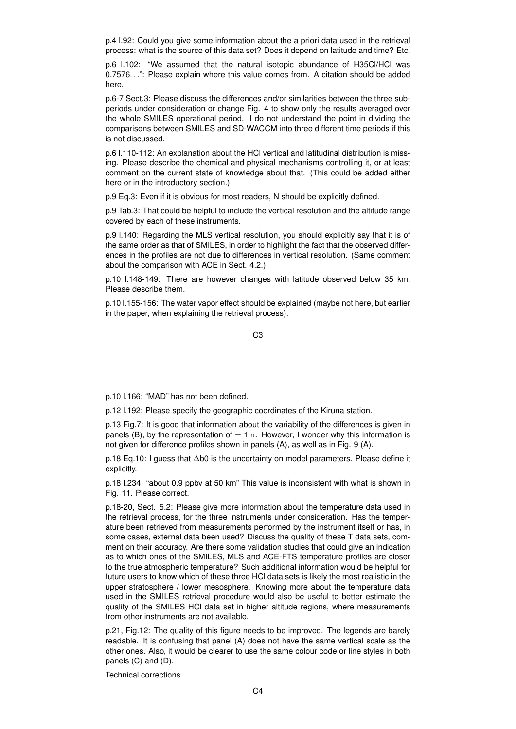p.4 l.92: Could you give some information about the a priori data used in the retrieval process: what is the source of this data set? Does it depend on latitude and time? Etc.

p.6 l.102: "We assumed that the natural isotopic abundance of $H^{35}Cl$/HCl was 0.7576…": Please explain where this value comes from. A citation should be added here.

p.6-7 Sect.3: Please discuss the differences and/or similarities between the three sub-periods under consideration or change Fig. 4 to show only the results averaged over the whole SMILES operational period. I do not understand the point in dividing the comparisons between SMILES and SD-WACCM into three different time periods if this is not discussed.

p.6 l.110-112: An explanation about the HCl vertical and latitudinal distribution is missing. Please describe the chemical and physical mechanisms controlling it, or at least comment on the current state of knowledge about that. (This could be added either here or in the introductory section.)

p.9 Eq.3: Even if it is obvious for most readers, N should be explicitly defined.

p.9 Tab.3: That could be helpful to include the vertical resolution and the altitude range covered by each of these instruments.

p.9 l.140: Regarding the MLS vertical resolution, you should explicitly say that it is of the same order as that of SMILES, in order to highlight the fact that the observed differences in the profiles are not due to differences in vertical resolution. (Same comment about the comparison with ACE in Sect. 4.2.)

p.10 l.148-149: There are however changes with latitude observed below 35 km. Please describe them.

p.10 l.155-156: The water vapor effect should be explained (maybe not here, but earlier in the paper, when explaining the retrieval process).

p.10 l.166: "MAD" has not been defined.

p.12 l.192: Please specify the geographic coordinates of the Kiruna station.

p.13 Fig.7: It is good that information about the variability of the differences is given in panels (B), by the representation of $\pm$ 1 $\sigma$. However, I wonder why this information is not given for difference profiles shown in panels (A), as well as in Fig. 9 (A).

p.18 Eq.10: I guess that $\Delta b0$ is the uncertainty on model parameters. Please define it explicitly.

p.18 l.234: "about 0.9 ppbv at 50 km" This value is inconsistent with what is shown in Fig. 11. Please correct.

p.18-20, Sect. 5.2: Please give more information about the temperature data used in the retrieval process, for the three instruments under consideration. Has the temperature been retrieved from measurements performed by the instrument itself or has, in some cases, external data been used? Discuss the quality of these T data sets, comment on their accuracy. Are there some validation studies that could give an indication as to which ones of the SMILES, MLS and ACE-FTS temperature profiles are closer to the true atmospheric temperature? Such additional information would be helpful for future users to know which of these three HCl data sets is likely the most realistic in the upper stratosphere / lower mesosphere. Knowing more about the temperature data used in the SMILES retrieval procedure would also be useful to better estimate the quality of the SMILES HCl data set in higher altitude regions, where measurements from other instruments are not available.

p.21, Fig.12: The quality of this figure needs to be improved. The legends are barely readable. It is confusing that panel (A) does not have the same vertical scale as the other ones. Also, it would be clearer to use the same colour code or line styles in both panels (C) and (D).

Technical corrections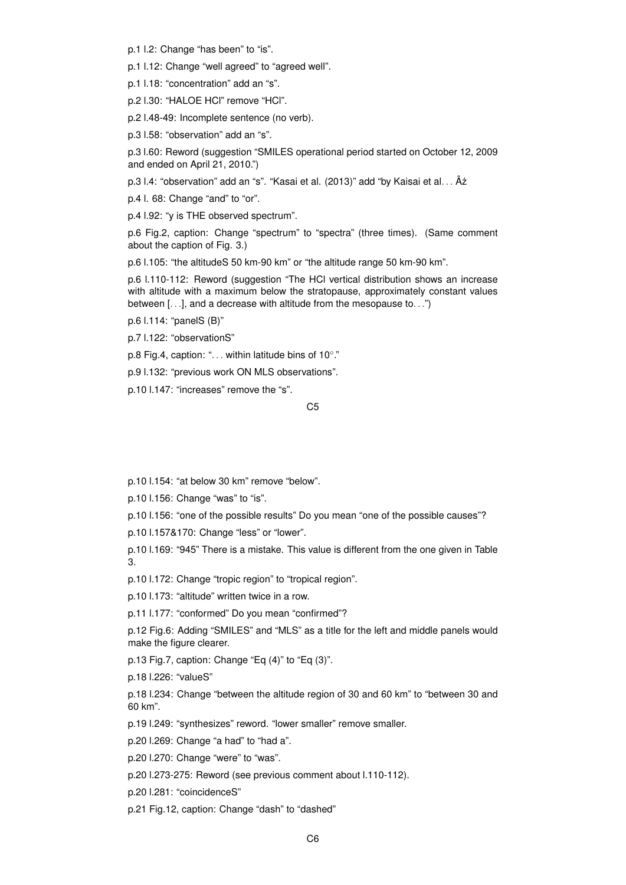p.1 l.2: Change “has been” to “is”.

p.1 l.12: Change “well agreed” to “agreed well”.

p.1 l.18: “concentration” add an “s”.

p.2 l.30: “HALOE HCl” remove “HCl”.

p.2 l.48-49: Incomplete sentence (no verb).

p.3 l.58: “observation” add an “s”.

p.3 l.60: Reword (suggestion “SMILES operational period started on October 12, 2009 and ended on April 21, 2010.”)

p.3 l.4: “observation” add an “s”. “Kasai et al. (2013)” add “by Kaisai et al. . . Âż

p.4 l. 68: Change “and” to “or”.

p.4 l.92: “y is THE observed spectrum”.

p.6 Fig.2, caption: Change “spectrum” to “spectra” (three times). (Same comment about the caption of Fig. 3.)

p.6 l.105: “the altitudeS 50 km-90 km” or “the altitude range 50 km-90 km”.

p.6 l.110-112: Reword (suggestion “The HCl vertical distribution shows an increase with altitude with a maximum below the stratopause, approximately constant values between [. . .], and a decrease with altitude from the mesopause to. . .”)

p.6 l.114: “panelS (B)”

p.7 l.122: “observationS”

p.8 Fig.4, caption: “. . . within latitude bins of 10°.”

p.9 l.132: “previous work ON MLS observations”.

p.10 l.147: “increases” remove the “s”.

p.10 l.154: “at below 30 km” remove “below”.

p.10 l.156: Change “was” to “is”.

p.10 l.156: “one of the possible results” Do you mean “one of the possible causes”?

p.10 l.157&170: Change “less” or “lower”.

p.10 l.169: “945” There is a mistake. This value is different from the one given in Table 3.

p.10 l.172: Change “tropic region” to “tropical region”.

p.10 l.173: “altitude” written twice in a row.

p.11 l.177: “conformed” Do you mean “confirmed”?

p.12 Fig.6: Adding “SMILES” and “MLS” as a title for the left and middle panels would make the figure clearer.

p.13 Fig.7, caption: Change “Eq (4)” to “Eq (3)”.

p.18 l.226: “valueS”

p.18 l.234: Change “between the altitude region of 30 and 60 km” to “between 30 and 60 km”.

p.19 l.249: “synthesizes” reword. “lower smaller” remove smaller.

p.20 l.269: Change “a had” to “had a”.

p.20 l.270: Change “were” to “was”.

p.20 l.273-275: Reword (see previous comment about l.110-112).

p.20 l.281: “coincidenceS”

p.21 Fig.12, caption: Change “dash” to “dashed”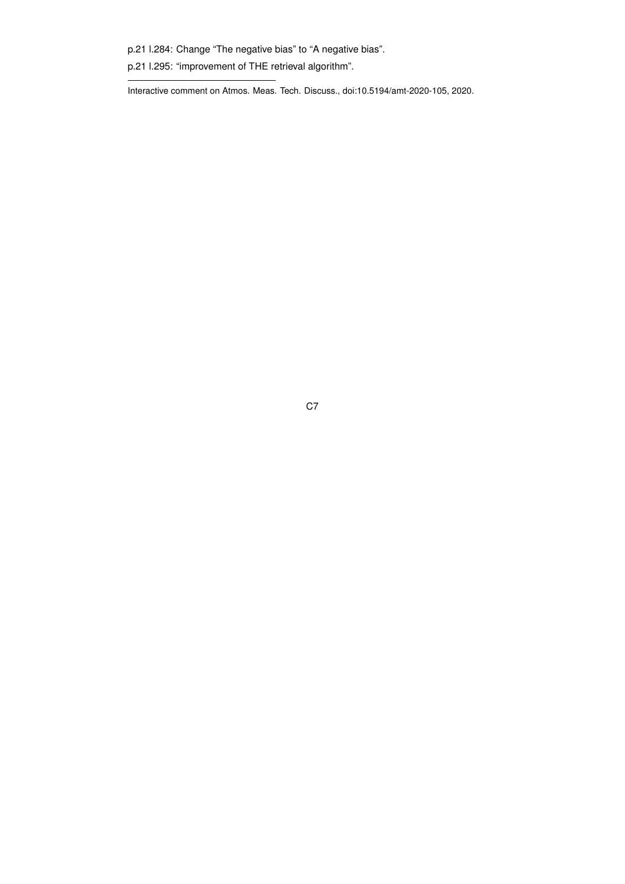p.21 l.284: Change “The negative bias” to “A negative bias”.

p.21 l.295: “improvement of THE retrieval algorithm”.

---

Interactive comment on Atmos. Meas. Tech. Discuss., doi:10.5194/amt-2020-105, 2020.